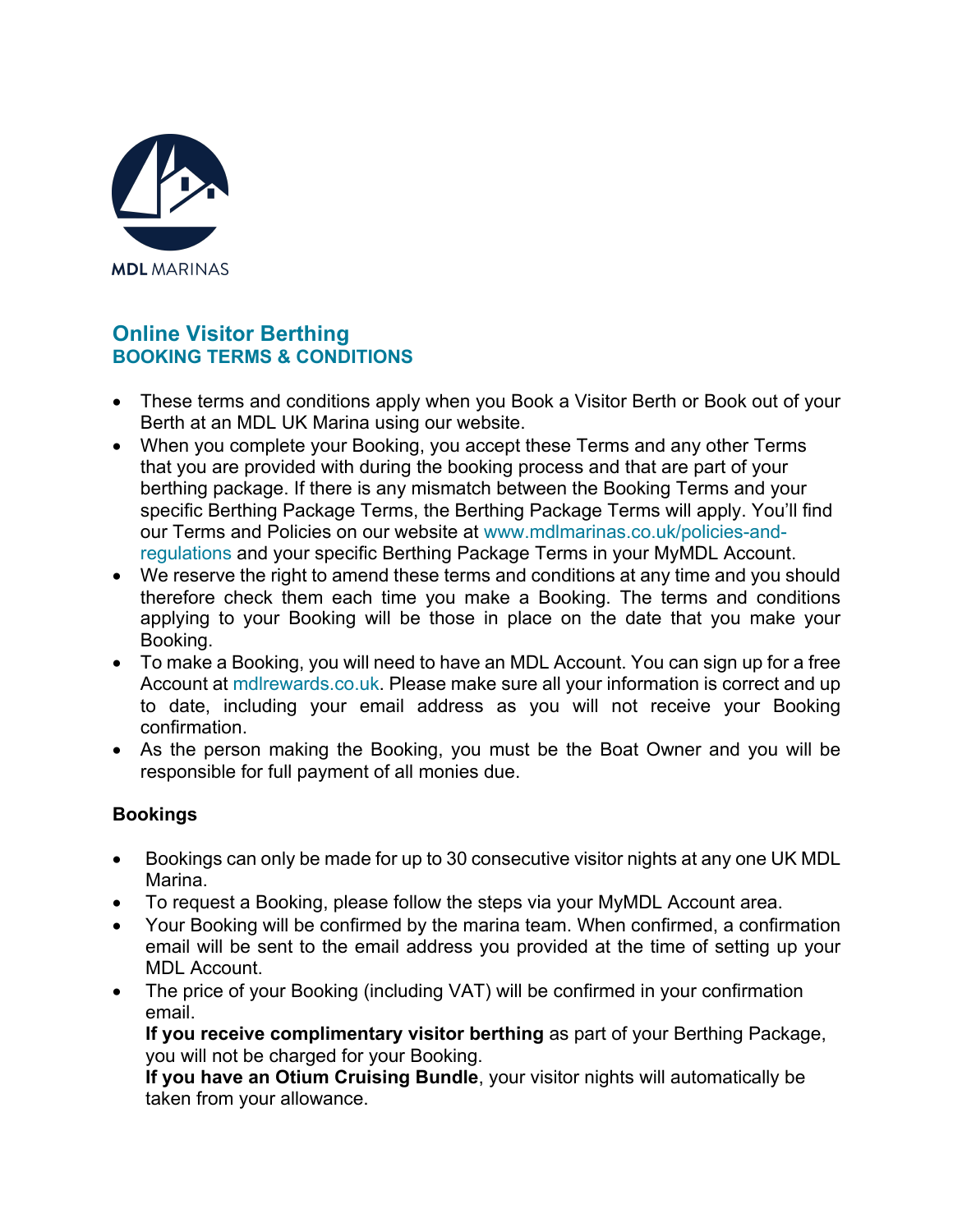MDL MARINAS

# Online Visitor Berthing
## BOOKING TERMS & CONDITIONS

- These terms and conditions apply when you Book a Visitor Berth or Book out of your Berth at an MDL UK Marina using our website.
- When you complete your Booking, you accept these Terms and any other Terms that you are provided with during the booking process and that are part of your berthing package. If there is any mismatch between the Booking Terms and your specific Berthing Package Terms, the Berthing Package Terms will apply. You'll find our Terms and Policies on our website at www.mdlmarinas.co.uk/policies-and-regulations and your specific Berthing Package Terms in your MyMDL Account.
- We reserve the right to amend these terms and conditions at any time and you should therefore check them each time you make a Booking. The terms and conditions applying to your Booking will be those in place on the date that you make your Booking.
- To make a Booking, you will need to have an MDL Account. You can sign up for a free Account at mdlrewards.co.uk. Please make sure all your information is correct and up to date, including your email address as you will not receive your Booking confirmation.
- As the person making the Booking, you must be the Boat Owner and you will be responsible for full payment of all monies due.

### Bookings

- Bookings can only be made for up to 30 consecutive visitor nights at any one UK MDL Marina.
- To request a Booking, please follow the steps via your MyMDL Account area.
- Your Booking will be confirmed by the marina team. When confirmed, a confirmation email will be sent to the email address you provided at the time of setting up your MDL Account.
- The price of your Booking (including VAT) will be confirmed in your confirmation email.
  **If you receive complimentary visitor berthing** as part of your Berthing Package, you will not be charged for your Booking.
  **If you have an Otium Cruising Bundle**, your visitor nights will automatically be taken from your allowance.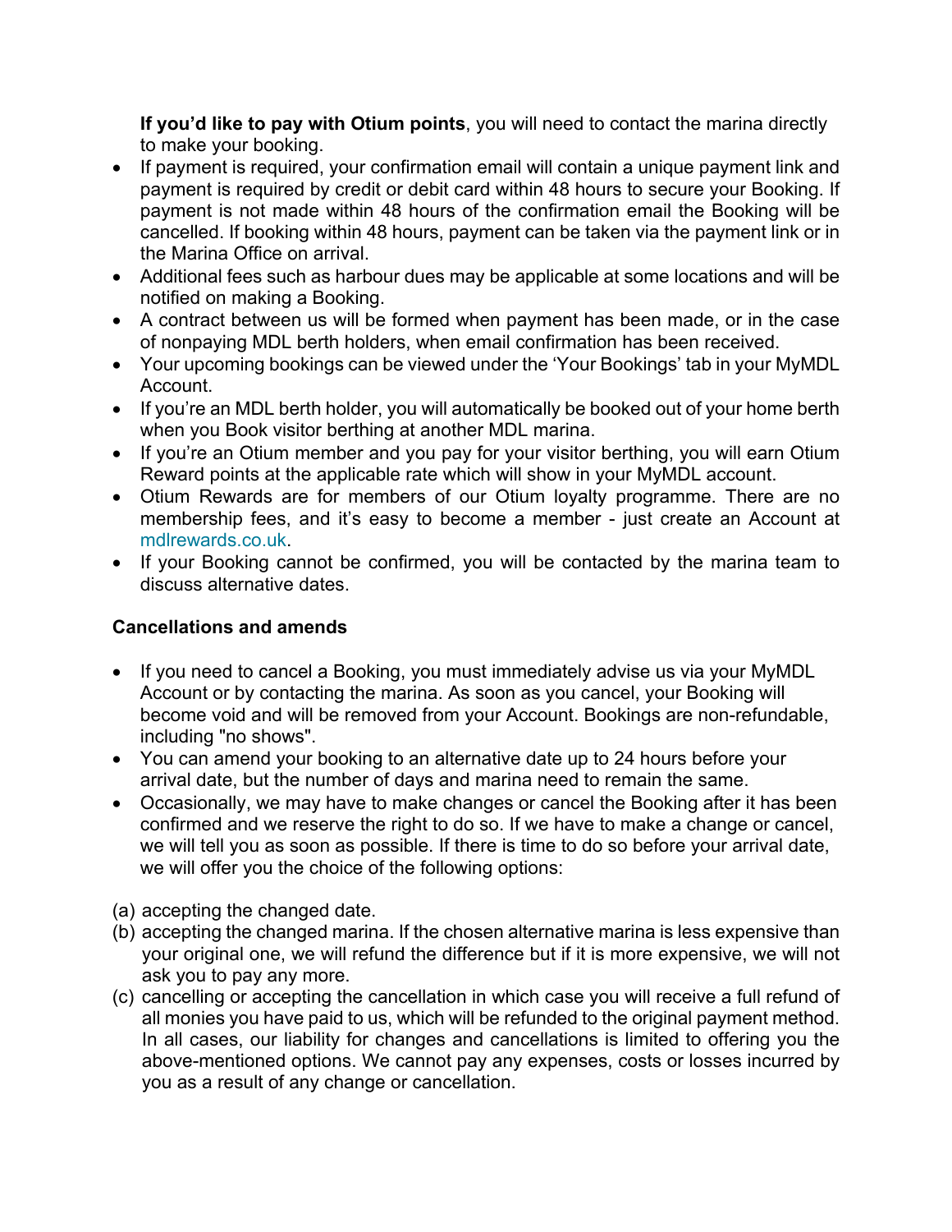**If you'd like to pay with Otium points**, you will need to contact the marina directly to make your booking.

- If payment is required, your confirmation email will contain a unique payment link and payment is required by credit or debit card within 48 hours to secure your Booking. If payment is not made within 48 hours of the confirmation email the Booking will be cancelled. If booking within 48 hours, payment can be taken via the payment link or in the Marina Office on arrival.
- Additional fees such as harbour dues may be applicable at some locations and will be notified on making a Booking.
- A contract between us will be formed when payment has been made, or in the case of nonpaying MDL berth holders, when email confirmation has been received.
- Your upcoming bookings can be viewed under the 'Your Bookings' tab in your MyMDL Account.
- If you're an MDL berth holder, you will automatically be booked out of your home berth when you Book visitor berthing at another MDL marina.
- If you're an Otium member and you pay for your visitor berthing, you will earn Otium Reward points at the applicable rate which will show in your MyMDL account.
- Otium Rewards are for members of our Otium loyalty programme. There are no membership fees, and it's easy to become a member - just create an Account at mdlrewards.co.uk.
- If your Booking cannot be confirmed, you will be contacted by the marina team to discuss alternative dates.

**Cancellations and amends**

- If you need to cancel a Booking, you must immediately advise us via your MyMDL Account or by contacting the marina. As soon as you cancel, your Booking will become void and will be removed from your Account. Bookings are non-refundable, including "no shows".
- You can amend your booking to an alternative date up to 24 hours before your arrival date, but the number of days and marina need to remain the same.
- Occasionally, we may have to make changes or cancel the Booking after it has been confirmed and we reserve the right to do so. If we have to make a change or cancel, we will tell you as soon as possible. If there is time to do so before your arrival date, we will offer you the choice of the following options:

(a) accepting the changed date.

(b) accepting the changed marina. If the chosen alternative marina is less expensive than your original one, we will refund the difference but if it is more expensive, we will not ask you to pay any more.

(c) cancelling or accepting the cancellation in which case you will receive a full refund of all monies you have paid to us, which will be refunded to the original payment method. In all cases, our liability for changes and cancellations is limited to offering you the above-mentioned options. We cannot pay any expenses, costs or losses incurred by you as a result of any change or cancellation.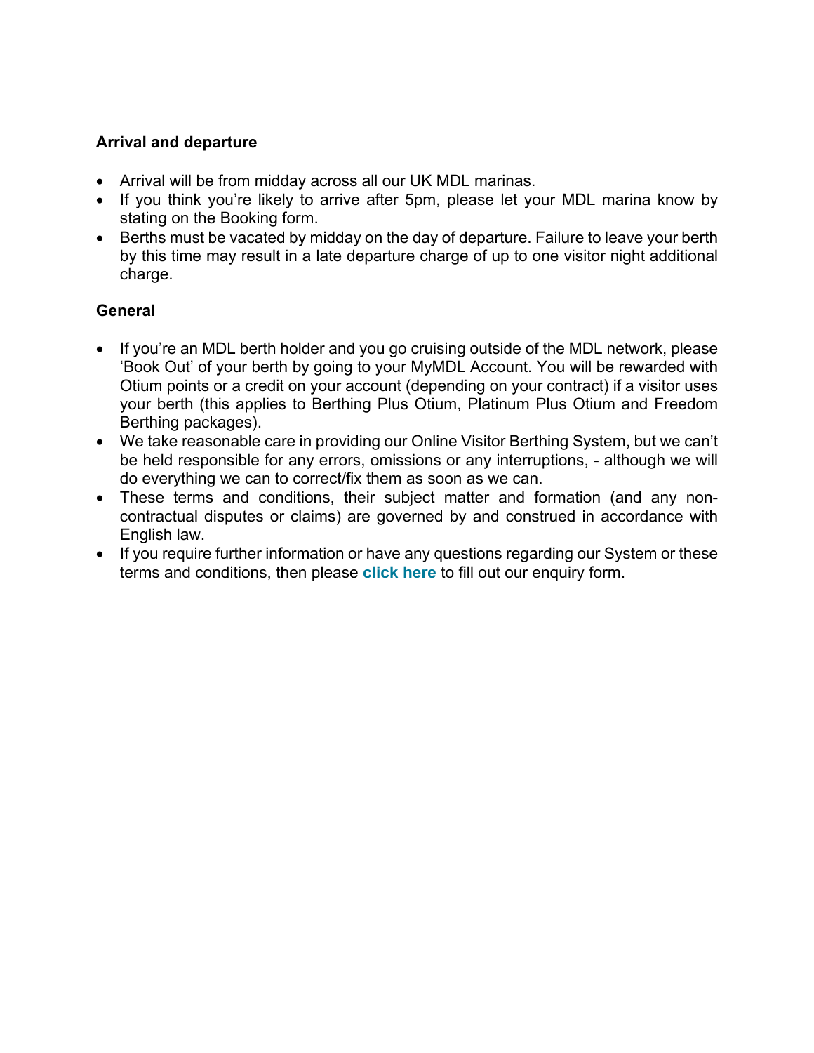**Arrival and departure**

- Arrival will be from midday across all our UK MDL marinas.
- If you think you're likely to arrive after 5pm, please let your MDL marina know by stating on the Booking form.
- Berths must be vacated by midday on the day of departure. Failure to leave your berth by this time may result in a late departure charge of up to one visitor night additional charge.

**General**

- If you're an MDL berth holder and you go cruising outside of the MDL network, please 'Book Out' of your berth by going to your MyMDL Account. You will be rewarded with Otium points or a credit on your account (depending on your contract) if a visitor uses your berth (this applies to Berthing Plus Otium, Platinum Plus Otium and Freedom Berthing packages).
- We take reasonable care in providing our Online Visitor Berthing System, but we can't be held responsible for any errors, omissions or any interruptions, - although we will do everything we can to correct/fix them as soon as we can.
- These terms and conditions, their subject matter and formation (and any non-contractual disputes or claims) are governed by and construed in accordance with English law.
- If you require further information or have any questions regarding our System or these terms and conditions, then please **click here** to fill out our enquiry form.